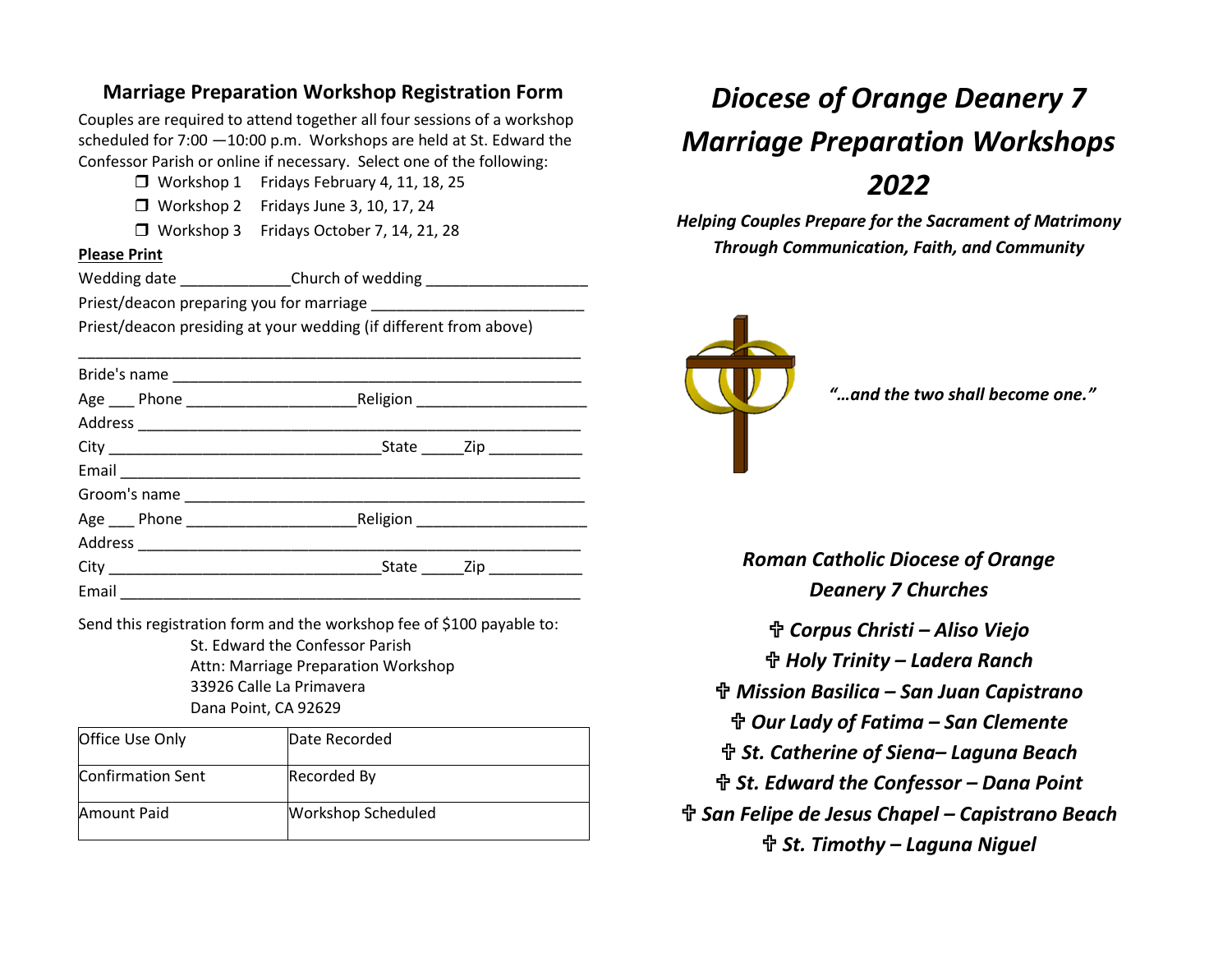## Marriage Preparation Workshop Registration Form

Couples are required to attend together all four sessions of a workshop scheduled for 7:00 —10:00 p.m. Workshops are held at St. Edward the Confessor Parish or online if necessary. Select one of the following:

- ❒ Workshop 1 Fridays February 4, 11, 18, 25
- ❒ Workshop 2 Fridays June 3, 10, 17, 24
- ❒ Workshop 3 Fridays October 7, 14, 21, 28

**Please Print**

Wedding date _____________Church of wedding ___________________

Priest/deacon preparing you for marriage _________________________

Priest/deacon presiding at your wedding (if different from above)

______________________________________________________________

Bride's name __________________________________________________

Age ___ Phone ____________________Religion ____________________

Address _______________________________________________________

City ________________________________State _____Zip ___________

Email _________________________________________________________

Groom's name _________________________________________________

Age ___ Phone ____________________Religion ____________________

Address _______________________________________________________

City ________________________________State _____Zip ___________

Email _________________________________________________________

Send this registration form and the workshop fee of $100 payable to:

St. Edward the Confessor Parish
Attn: Marriage Preparation Workshop
33926 Calle La Primavera
Dana Point, CA 92629

| Office Use Only | Date Recorded |
|---|---|
| Confirmation Sent | Recorded By |
| Amount Paid | Workshop Scheduled |

# *Diocese of Orange Deanery 7 Marriage Preparation Workshops 2022*

***Helping Couples Prepare for the Sacrament of Matrimony Through Communication, Faith, and Community***

***"…and the two shall become one."***

***Roman Catholic Diocese of Orange***
***Deanery 7 Churches***

- ***✞ Corpus Christi – Aliso Viejo***
- ***✞ Holy Trinity – Ladera Ranch***
- ***✞ Mission Basilica – San Juan Capistrano***
- ***✞ Our Lady of Fatima – San Clemente***
- ***✞ St. Catherine of Siena– Laguna Beach***
- ***✞ St. Edward the Confessor – Dana Point***
- ***✞ San Felipe de Jesus Chapel – Capistrano Beach***
- ***✞ St. Timothy – Laguna Niguel***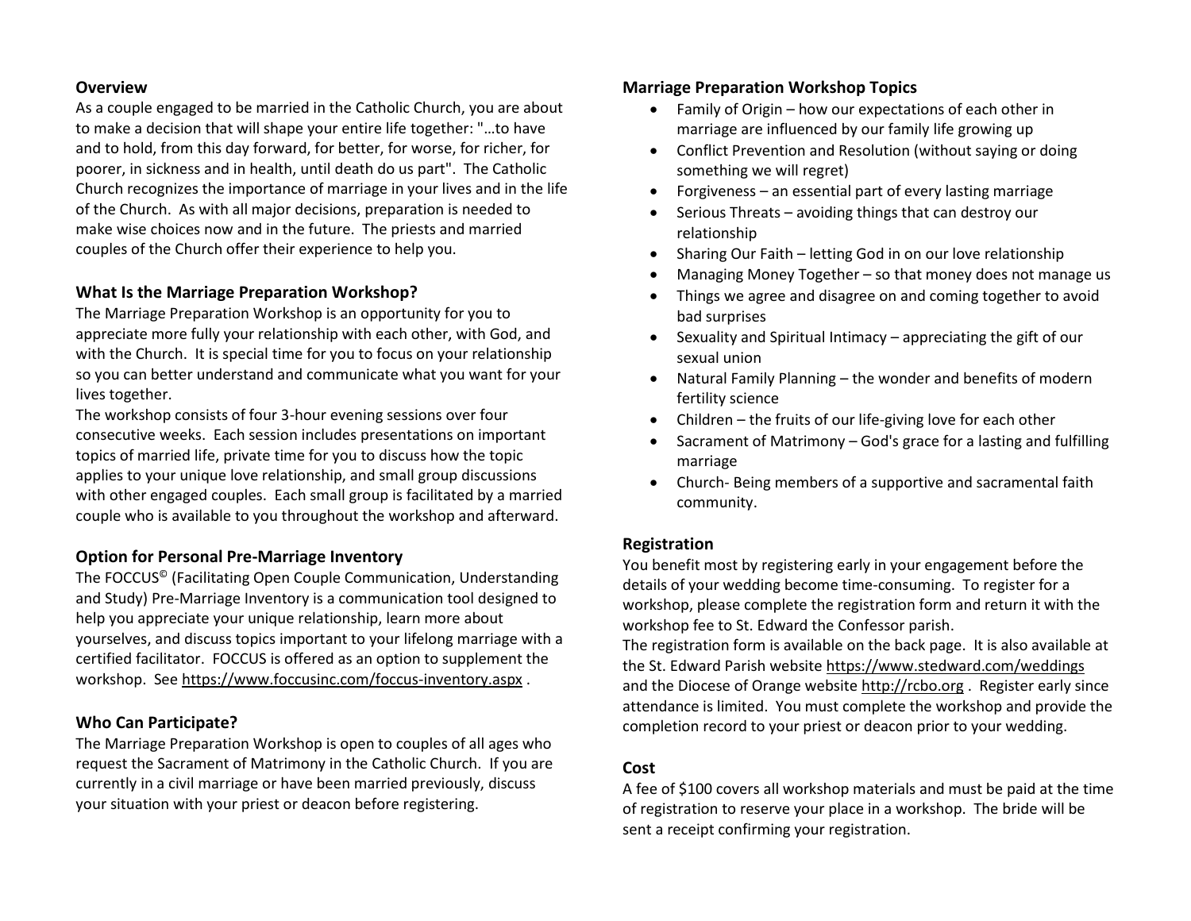## Overview

As a couple engaged to be married in the Catholic Church, you are about to make a decision that will shape your entire life together: "…to have and to hold, from this day forward, for better, for worse, for richer, for poorer, in sickness and in health, until death do us part". The Catholic Church recognizes the importance of marriage in your lives and in the life of the Church. As with all major decisions, preparation is needed to make wise choices now and in the future. The priests and married couples of the Church offer their experience to help you.

## What Is the Marriage Preparation Workshop?

The Marriage Preparation Workshop is an opportunity for you to appreciate more fully your relationship with each other, with God, and with the Church. It is special time for you to focus on your relationship so you can better understand and communicate what you want for your lives together.

The workshop consists of four 3-hour evening sessions over four consecutive weeks. Each session includes presentations on important topics of married life, private time for you to discuss how the topic applies to your unique love relationship, and small group discussions with other engaged couples. Each small group is facilitated by a married couple who is available to you throughout the workshop and afterward.

## Option for Personal Pre-Marriage Inventory

The FOCCUS© (Facilitating Open Couple Communication, Understanding and Study) Pre-Marriage Inventory is a communication tool designed to help you appreciate your unique relationship, learn more about yourselves, and discuss topics important to your lifelong marriage with a certified facilitator. FOCCUS is offered as an option to supplement the workshop. See https://www.foccusinc.com/foccus-inventory.aspx .

## Who Can Participate?

The Marriage Preparation Workshop is open to couples of all ages who request the Sacrament of Matrimony in the Catholic Church. If you are currently in a civil marriage or have been married previously, discuss your situation with your priest or deacon before registering.

## Marriage Preparation Workshop Topics

- Family of Origin – how our expectations of each other in marriage are influenced by our family life growing up
- Conflict Prevention and Resolution (without saying or doing something we will regret)
- Forgiveness – an essential part of every lasting marriage
- Serious Threats – avoiding things that can destroy our relationship
- Sharing Our Faith – letting God in on our love relationship
- Managing Money Together – so that money does not manage us
- Things we agree and disagree on and coming together to avoid bad surprises
- Sexuality and Spiritual Intimacy – appreciating the gift of our sexual union
- Natural Family Planning – the wonder and benefits of modern fertility science
- Children – the fruits of our life-giving love for each other
- Sacrament of Matrimony – God's grace for a lasting and fulfilling marriage
- Church- Being members of a supportive and sacramental faith community.

## Registration

You benefit most by registering early in your engagement before the details of your wedding become time-consuming. To register for a workshop, please complete the registration form and return it with the workshop fee to St. Edward the Confessor parish.

The registration form is available on the back page. It is also available at the St. Edward Parish website https://www.stedward.com/weddings and the Diocese of Orange website http://rcbo.org . Register early since attendance is limited. You must complete the workshop and provide the completion record to your priest or deacon prior to your wedding.

## Cost

A fee of $100 covers all workshop materials and must be paid at the time of registration to reserve your place in a workshop. The bride will be sent a receipt confirming your registration.